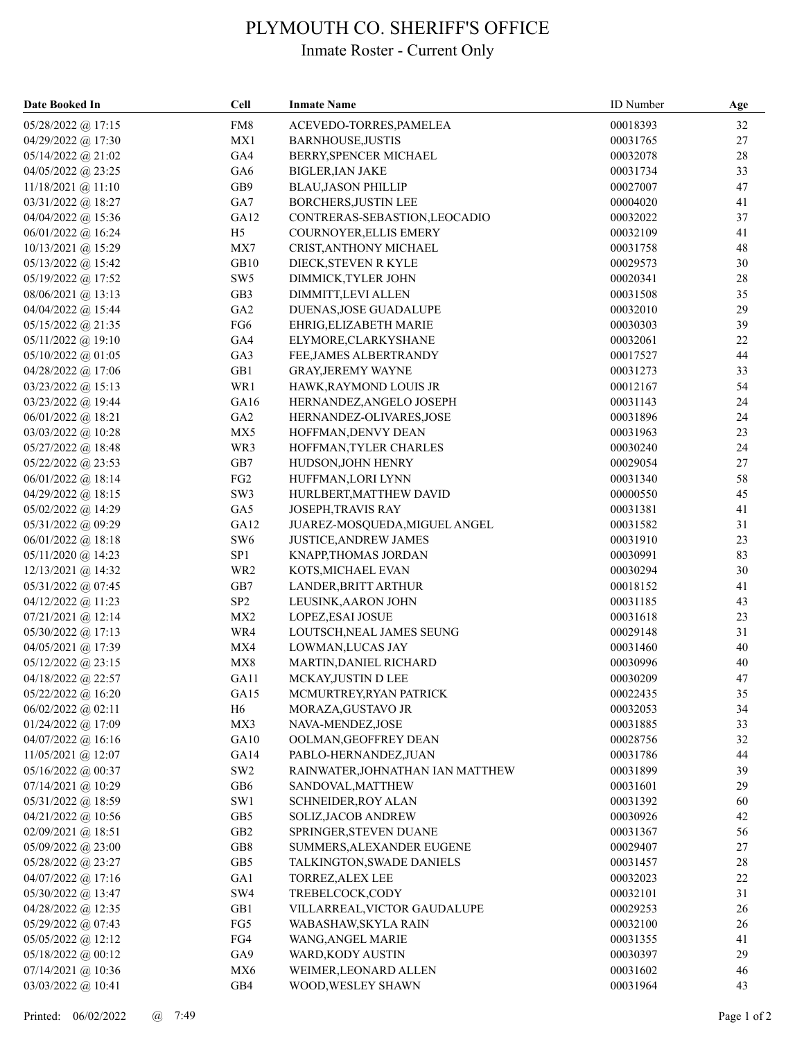# PLYMOUTH CO. SHERIFF'S OFFICE

## Inmate Roster - Current Only

| Date Booked In | Cell | Inmate Name | ID Number | Age |
|---|---|---|---|---|
| 05/28/2022 @ 17:15 | FM8 | ACEVEDO-TORRES,PAMELEA | 00018393 | 32 |
| 04/29/2022 @ 17:30 | MX1 | BARNHOUSE,JUSTIS | 00031765 | 27 |
| 05/14/2022 @ 21:02 | GA4 | BERRY,SPENCER MICHAEL | 00032078 | 28 |
| 04/05/2022 @ 23:25 | GA6 | BIGLER,IAN JAKE | 00031734 | 33 |
| 11/18/2021 @ 11:10 | GB9 | BLAU,JASON PHILLIP | 00027007 | 47 |
| 03/31/2022 @ 18:27 | GA7 | BORCHERS,JUSTIN LEE | 00004020 | 41 |
| 04/04/2022 @ 15:36 | GA12 | CONTRERAS-SEBASTION,LEOCADIO | 00032022 | 37 |
| 06/01/2022 @ 16:24 | H5 | COURNOYER,ELLIS EMERY | 00032109 | 41 |
| 10/13/2021 @ 15:29 | MX7 | CRIST,ANTHONY MICHAEL | 00031758 | 48 |
| 05/13/2022 @ 15:42 | GB10 | DIECK,STEVEN R KYLE | 00029573 | 30 |
| 05/19/2022 @ 17:52 | SW5 | DIMMICK,TYLER JOHN | 00020341 | 28 |
| 08/06/2021 @ 13:13 | GB3 | DIMMITT,LEVI ALLEN | 00031508 | 35 |
| 04/04/2022 @ 15:44 | GA2 | DUENAS,JOSE GUADALUPE | 00032010 | 29 |
| 05/15/2022 @ 21:35 | FG6 | EHRIG,ELIZABETH MARIE | 00030303 | 39 |
| 05/11/2022 @ 19:10 | GA4 | ELYMORE,CLARKYSHANE | 00032061 | 22 |
| 05/10/2022 @ 01:05 | GA3 | FEE,JAMES ALBERTRANDY | 00017527 | 44 |
| 04/28/2022 @ 17:06 | GB1 | GRAY,JEREMY WAYNE | 00031273 | 33 |
| 03/23/2022 @ 15:13 | WR1 | HAWK,RAYMOND LOUIS JR | 00012167 | 54 |
| 03/23/2022 @ 19:44 | GA16 | HERNANDEZ,ANGELO JOSEPH | 00031143 | 24 |
| 06/01/2022 @ 18:21 | GA2 | HERNANDEZ-OLIVARES,JOSE | 00031896 | 24 |
| 03/03/2022 @ 10:28 | MX5 | HOFFMAN,DENVY DEAN | 00031963 | 23 |
| 05/27/2022 @ 18:48 | WR3 | HOFFMAN,TYLER CHARLES | 00030240 | 24 |
| 05/22/2022 @ 23:53 | GB7 | HUDSON,JOHN HENRY | 00029054 | 27 |
| 06/01/2022 @ 18:14 | FG2 | HUFFMAN,LORI LYNN | 00031340 | 58 |
| 04/29/2022 @ 18:15 | SW3 | HURLBERT,MATTHEW DAVID | 00000550 | 45 |
| 05/02/2022 @ 14:29 | GA5 | JOSEPH,TRAVIS RAY | 00031381 | 41 |
| 05/31/2022 @ 09:29 | GA12 | JUAREZ-MOSQUEDA,MIGUEL ANGEL | 00031582 | 31 |
| 06/01/2022 @ 18:18 | SW6 | JUSTICE,ANDREW JAMES | 00031910 | 23 |
| 05/11/2020 @ 14:23 | SP1 | KNAPP,THOMAS JORDAN | 00030991 | 83 |
| 12/13/2021 @ 14:32 | WR2 | KOTS,MICHAEL EVAN | 00030294 | 30 |
| 05/31/2022 @ 07:45 | GB7 | LANDER,BRITT ARTHUR | 00018152 | 41 |
| 04/12/2022 @ 11:23 | SP2 | LEUSINK,AARON JOHN | 00031185 | 43 |
| 07/21/2021 @ 12:14 | MX2 | LOPEZ,ESAI JOSUE | 00031618 | 23 |
| 05/30/2022 @ 17:13 | WR4 | LOUTSCH,NEAL JAMES SEUNG | 00029148 | 31 |
| 04/05/2021 @ 17:39 | MX4 | LOWMAN,LUCAS JAY | 00031460 | 40 |
| 05/12/2022 @ 23:15 | MX8 | MARTIN,DANIEL RICHARD | 00030996 | 40 |
| 04/18/2022 @ 22:57 | GA11 | MCKAY,JUSTIN D LEE | 00030209 | 47 |
| 05/22/2022 @ 16:20 | GA15 | MCMURTREY,RYAN PATRICK | 00022435 | 35 |
| 06/02/2022 @ 02:11 | H6 | MORAZA,GUSTAVO JR | 00032053 | 34 |
| 01/24/2022 @ 17:09 | MX3 | NAVA-MENDEZ,JOSE | 00031885 | 33 |
| 04/07/2022 @ 16:16 | GA10 | OOLMAN,GEOFFREY DEAN | 00028756 | 32 |
| 11/05/2021 @ 12:07 | GA14 | PABLO-HERNANDEZ,JUAN | 00031786 | 44 |
| 05/16/2022 @ 00:37 | SW2 | RAINWATER,JOHNATHAN IAN MATTHEW | 00031899 | 39 |
| 07/14/2021 @ 10:29 | GB6 | SANDOVAL,MATTHEW | 00031601 | 29 |
| 05/31/2022 @ 18:59 | SW1 | SCHNEIDER,ROY ALAN | 00031392 | 60 |
| 04/21/2022 @ 10:56 | GB5 | SOLIZ,JACOB ANDREW | 00030926 | 42 |
| 02/09/2021 @ 18:51 | GB2 | SPRINGER,STEVEN DUANE | 00031367 | 56 |
| 05/09/2022 @ 23:00 | GB8 | SUMMERS,ALEXANDER EUGENE | 00029407 | 27 |
| 05/28/2022 @ 23:27 | GB5 | TALKINGTON,SWADE DANIELS | 00031457 | 28 |
| 04/07/2022 @ 17:16 | GA1 | TORREZ,ALEX LEE | 00032023 | 22 |
| 05/30/2022 @ 13:47 | SW4 | TREBELCOCK,CODY | 00032101 | 31 |
| 04/28/2022 @ 12:35 | GB1 | VILLARREAL,VICTOR GAUDALUPE | 00029253 | 26 |
| 05/29/2022 @ 07:43 | FG5 | WABASHAW,SKYLA RAIN | 00032100 | 26 |
| 05/05/2022 @ 12:12 | FG4 | WANG,ANGEL MARIE | 00031355 | 41 |
| 05/18/2022 @ 00:12 | GA9 | WARD,KODY AUSTIN | 00030397 | 29 |
| 07/14/2021 @ 10:36 | MX6 | WEIMER,LEONARD ALLEN | 00031602 | 46 |
| 03/03/2022 @ 10:41 | GB4 | WOOD,WESLEY SHAWN | 00031964 | 43 |

Printed: 06/02/2022 @ 7:49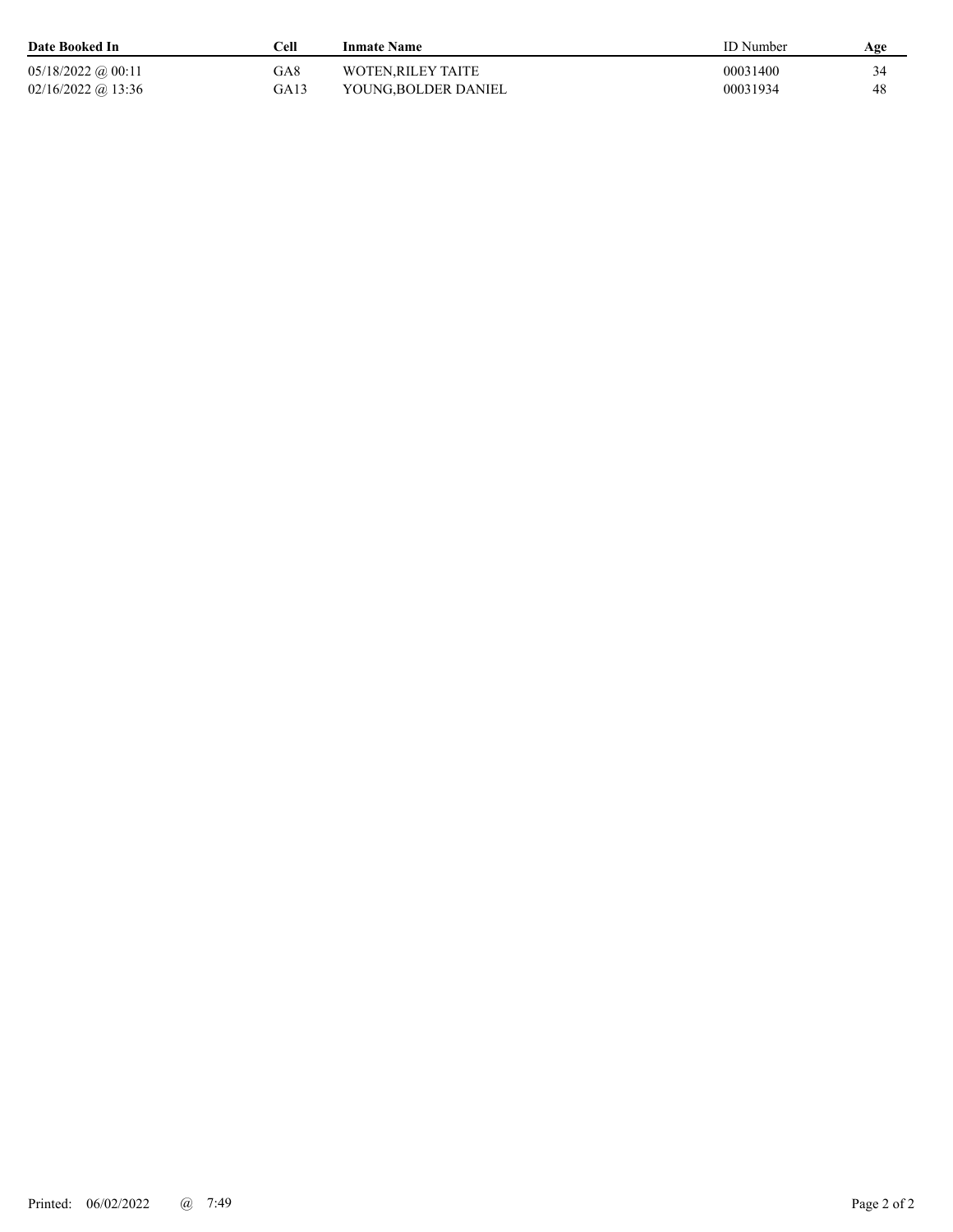| Date Booked In | Cell | Inmate Name | ID Number | Age |
|---|---|---|---|---|
| 05/18/2022 @ 00:11 | GA8 | WOTEN,RILEY TAITE | 00031400 | 34 |
| 02/16/2022 @ 13:36 | GA13 | YOUNG,BOLDER DANIEL | 00031934 | 48 |

Printed: 06/02/2022 @ 7:49